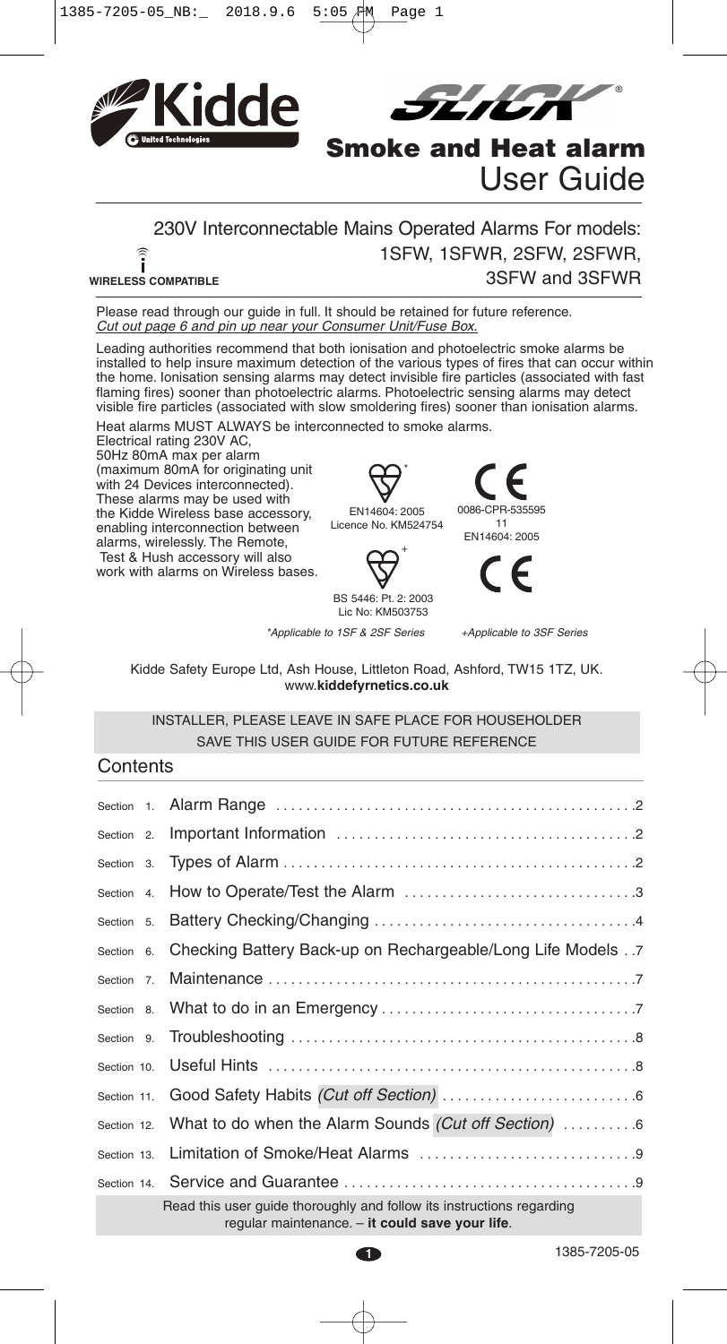# Kidde SLICK®

## Smoke and Heat alarm
## User Guide

230V Interconnectable Mains Operated Alarms For models:
1SFW, 1SFWR, 2SFW, 2SFWR, 3SFW and 3SFWR

WIRELESS COMPATIBLE

Please read through our guide in full. It should be retained for future reference.
*Cut out page 6 and pin up near your Consumer Unit/Fuse Box.*

Leading authorities recommend that both ionisation and photoelectric smoke alarms be installed to help insure maximum detection of the various types of fires that can occur within the home. Ionisation sensing alarms may detect invisible fire particles (associated with fast flaming fires) sooner than photoelectric alarms. Photoelectric sensing alarms may detect visible fire particles (associated with slow smoldering fires) sooner than ionisation alarms.

Heat alarms MUST ALWAYS be interconnected to smoke alarms.

Electrical rating 230V AC, 50Hz 80mA max per alarm (maximum 80mA for originating unit with 24 Devices interconnected). These alarms may be used with the Kidde Wireless base accessory, enabling interconnection between alarms, wirelessly. The Remote, Test & Hush accessory will also work with alarms on Wireless bases.

EN14604: 2005 Licence No. KM524754*

0086-CPR-535595
11
EN14604: 2005

BS 5446: Pt. 2: 2003 Lic No: KM503753+

*\*Applicable to 1SF & 2SF Series* *+Applicable to 3SF Series*

Kidde Safety Europe Ltd, Ash House, Littleton Road, Ashford, TW15 1TZ, UK.
www.**kiddefyrnetics.co.uk**

INSTALLER, PLEASE LEAVE IN SAFE PLACE FOR HOUSEHOLDER
SAVE THIS USER GUIDE FOR FUTURE REFERENCE

## Contents

| Section | Title | Page |
|---|---|---|
| Section 1. | Alarm Range | 2 |
| Section 2. | Important Information | 2 |
| Section 3. | Types of Alarm | 2 |
| Section 4. | How to Operate/Test the Alarm | 3 |
| Section 5. | Battery Checking/Changing | 4 |
| Section 6. | Checking Battery Back-up on Rechargeable/Long Life Models | 7 |
| Section 7. | Maintenance | 7 |
| Section 8. | What to do in an Emergency | 7 |
| Section 9. | Troubleshooting | 8 |
| Section 10. | Useful Hints | 8 |
| Section 11. | Good Safety Habits *(Cut off Section)* | 6 |
| Section 12. | What to do when the Alarm Sounds *(Cut off Section)* | 6 |
| Section 13. | Limitation of Smoke/Heat Alarms | 9 |
| Section 14. | Service and Guarantee | 9 |

Read this user guide thoroughly and follow its instructions regarding regular maintenance. – **it could save your life**.

1385-7205-05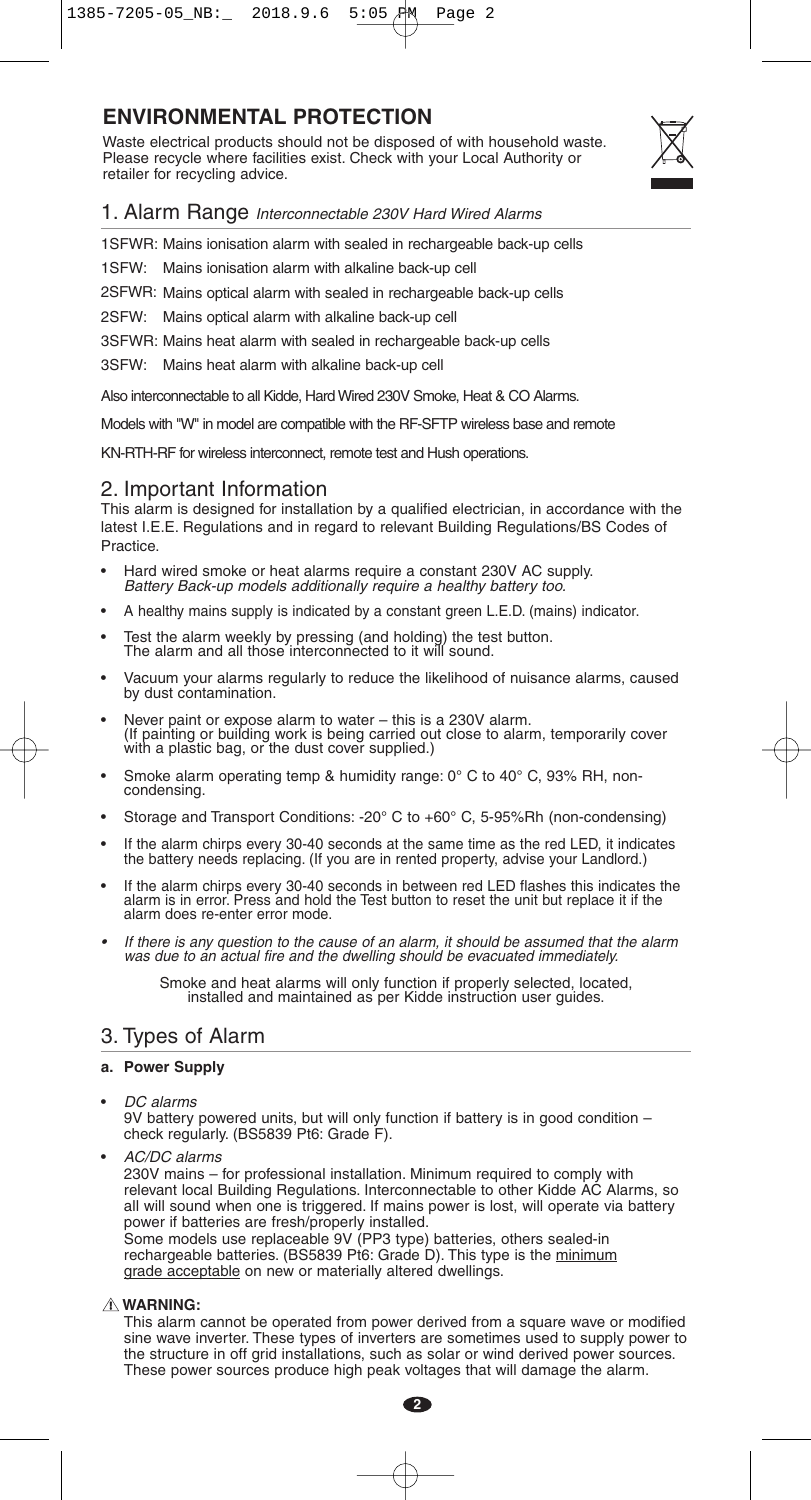## ENVIRONMENTAL PROTECTION

Waste electrical products should not be disposed of with household waste. Please recycle where facilities exist. Check with your Local Authority or retailer for recycling advice.

## 1. Alarm Range *Interconnectable 230V Hard Wired Alarms*

1SFWR: Mains ionisation alarm with sealed in rechargeable back-up cells

1SFW: Mains ionisation alarm with alkaline back-up cell

2SFWR: Mains optical alarm with sealed in rechargeable back-up cells

2SFW: Mains optical alarm with alkaline back-up cell

3SFWR: Mains heat alarm with sealed in rechargeable back-up cells

3SFW: Mains heat alarm with alkaline back-up cell

Also interconnectable to all Kidde, Hard Wired 230V Smoke, Heat & CO Alarms.

Models with "W" in model are compatible with the RF-SFTP wireless base and remote

KN-RTH-RF for wireless interconnect, remote test and Hush operations.

## 2. Important Information

This alarm is designed for installation by a qualified electrician, in accordance with the latest I.E.E. Regulations and in regard to relevant Building Regulations/BS Codes of Practice.

- Hard wired smoke or heat alarms require a constant 230V AC supply. *Battery Back-up models additionally require a healthy battery too.*
- A healthy mains supply is indicated by a constant green L.E.D. (mains) indicator.
- Test the alarm weekly by pressing (and holding) the test button. The alarm and all those interconnected to it will sound.
- Vacuum your alarms regularly to reduce the likelihood of nuisance alarms, caused by dust contamination.
- Never paint or expose alarm to water – this is a 230V alarm. (If painting or building work is being carried out close to alarm, temporarily cover with a plastic bag, or the dust cover supplied.)
- Smoke alarm operating temp & humidity range: 0° C to 40° C, 93% RH, non-condensing.
- Storage and Transport Conditions: -20° C to +60° C, 5-95%Rh (non-condensing)
- If the alarm chirps every 30-40 seconds at the same time as the red LED, it indicates the battery needs replacing. (If you are in rented property, advise your Landlord.)
- If the alarm chirps every 30-40 seconds in between red LED flashes this indicates the alarm is in error. Press and hold the Test button to reset the unit but replace it if the alarm does re-enter error mode.
- *If there is any question to the cause of an alarm, it should be assumed that the alarm was due to an actual fire and the dwelling should be evacuated immediately.*

Smoke and heat alarms will only function if properly selected, located, installed and maintained as per Kidde instruction user guides.

## 3. Types of Alarm

**a. Power Supply**

- *DC alarms*
  9V battery powered units, but will only function if battery is in good condition – check regularly. (BS5839 Pt6: Grade F).
- *AC/DC alarms*
  230V mains – for professional installation. Minimum required to comply with relevant local Building Regulations. Interconnectable to other Kidde AC Alarms, so all will sound when one is triggered. If mains power is lost, will operate via battery power if batteries are fresh/properly installed.
  Some models use replaceable 9V (PP3 type) batteries, others sealed-in rechargeable batteries. (BS5839 Pt6: Grade D). This type is the minimum grade acceptable on new or materially altered dwellings.

⚠ **WARNING:**

This alarm cannot be operated from power derived from a square wave or modified sine wave inverter. These types of inverters are sometimes used to supply power to the structure in off grid installations, such as solar or wind derived power sources. These power sources produce high peak voltages that will damage the alarm.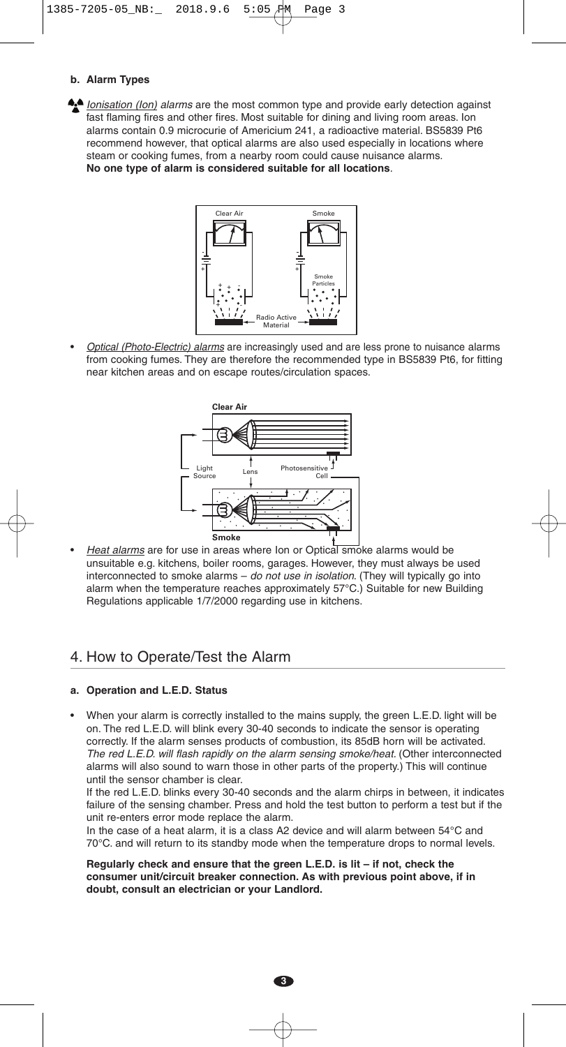#### b. Alarm Types

- *Ionisation (Ion) alarms* are the most common type and provide early detection against fast flaming fires and other fires. Most suitable for dining and living room areas. Ion alarms contain 0.9 microcurie of Americium 241, a radioactive material. BS5839 Pt6 recommend however, that optical alarms are also used especially in locations where steam or cooking fumes, from a nearby room could cause nuisance alarms. **No one type of alarm is considered suitable for all locations**.

- *Optical (Photo-Electric) alarms* are increasingly used and are less prone to nuisance alarms from cooking fumes. They are therefore the recommended type in BS5839 Pt6, for fitting near kitchen areas and on escape routes/circulation spaces.

- *Heat alarms* are for use in areas where Ion or Optical smoke alarms would be unsuitable e.g. kitchens, boiler rooms, garages. However, they must always be used interconnected to smoke alarms – *do not use in isolation*. (They will typically go into alarm when the temperature reaches approximately 57°C.) Suitable for new Building Regulations applicable 1/7/2000 regarding use in kitchens.

## 4. How to Operate/Test the Alarm

#### a. Operation and L.E.D. Status

- When your alarm is correctly installed to the mains supply, the green L.E.D. light will be on. The red L.E.D. will blink every 30-40 seconds to indicate the sensor is operating correctly. If the alarm senses products of combustion, its 85dB horn will be activated. *The red L.E.D. will flash rapidly on the alarm sensing smoke/heat.* (Other interconnected alarms will also sound to warn those in other parts of the property.) This will continue until the sensor chamber is clear.

  If the red L.E.D. blinks every 30-40 seconds and the alarm chirps in between, it indicates failure of the sensing chamber. Press and hold the test button to perform a test but if the unit re-enters error mode replace the alarm.

  In the case of a heat alarm, it is a class A2 device and will alarm between 54°C and 70°C. and will return to its standby mode when the temperature drops to normal levels.

**Regularly check and ensure that the green L.E.D. is lit – if not, check the consumer unit/circuit breaker connection. As with previous point above, if in doubt, consult an electrician or your Landlord.**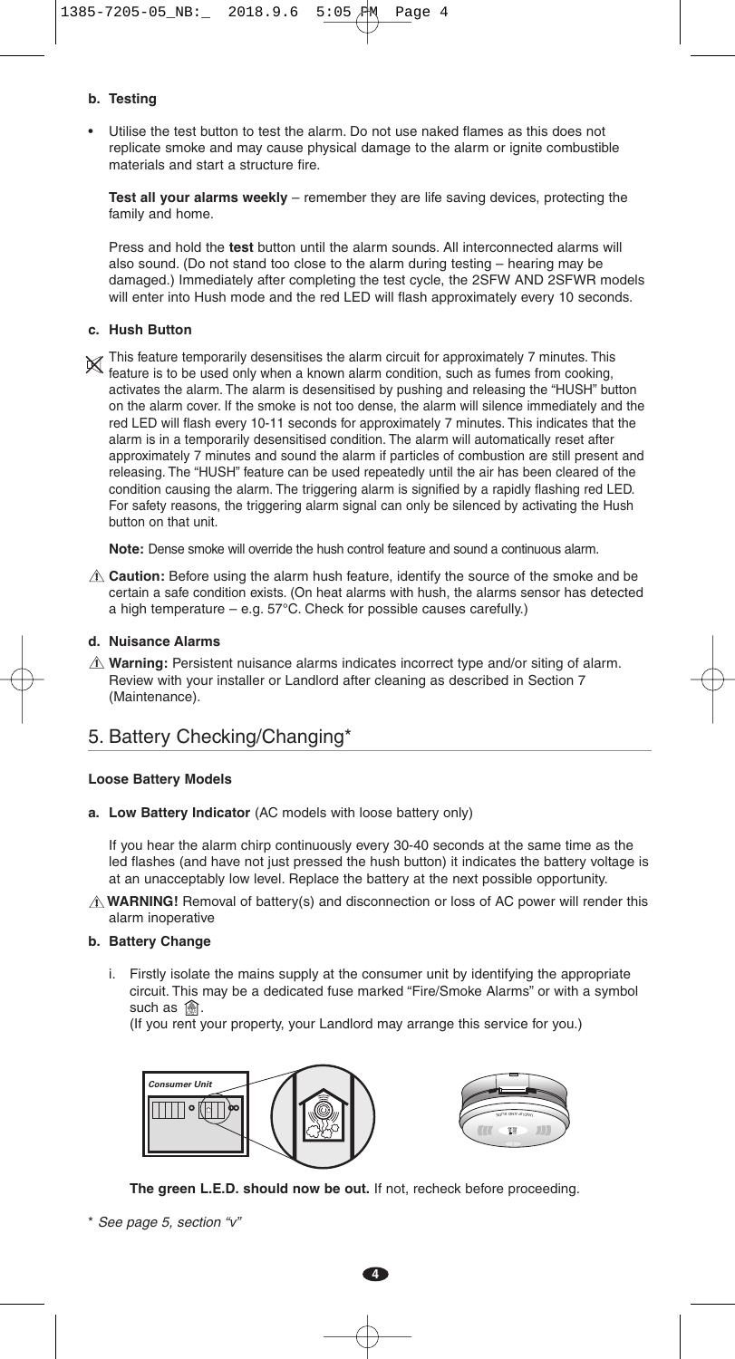**b. Testing**

- Utilise the test button to test the alarm. Do not use naked flames as this does not replicate smoke and may cause physical damage to the alarm or ignite combustible materials and start a structure fire.

  **Test all your alarms weekly** – remember they are life saving devices, protecting the family and home.

  Press and hold the **test** button until the alarm sounds. All interconnected alarms will also sound. (Do not stand too close to the alarm during testing – hearing may be damaged.) Immediately after completing the test cycle, the 2SFW AND 2SFWR models will enter into Hush mode and the red LED will flash approximately every 10 seconds.

**c. Hush Button**

This feature temporarily desensitises the alarm circuit for approximately 7 minutes. This feature is to be used only when a known alarm condition, such as fumes from cooking, activates the alarm. The alarm is desensitised by pushing and releasing the "HUSH" button on the alarm cover. If the smoke is not too dense, the alarm will silence immediately and the red LED will flash every 10-11 seconds for approximately 7 minutes. This indicates that the alarm is in a temporarily desensitised condition. The alarm will automatically reset after approximately 7 minutes and sound the alarm if particles of combustion are still present and releasing. The "HUSH" feature can be used repeatedly until the air has been cleared of the condition causing the alarm. The triggering alarm is signified by a rapidly flashing red LED. For safety reasons, the triggering alarm signal can only be silenced by activating the Hush button on that unit.

**Note:** Dense smoke will override the hush control feature and sound a continuous alarm.

⚠ **Caution:** Before using the alarm hush feature, identify the source of the smoke and be certain a safe condition exists. (On heat alarms with hush, the alarms sensor has detected a high temperature – e.g. 57°C. Check for possible causes carefully.)

**d. Nuisance Alarms**

⚠ **Warning:** Persistent nuisance alarms indicates incorrect type and/or siting of alarm. Review with your installer or Landlord after cleaning as described in Section 7 (Maintenance).

## 5. Battery Checking/Changing*

**Loose Battery Models**

**a. Low Battery Indicator** (AC models with loose battery only)

If you hear the alarm chirp continuously every 30-40 seconds at the same time as the led flashes (and have not just pressed the hush button) it indicates the battery voltage is at an unacceptably low level. Replace the battery at the next possible opportunity.

⚠ **WARNING!** Removal of battery(s) and disconnection or loss of AC power will render this alarm inoperative

**b. Battery Change**

i. Firstly isolate the mains supply at the consumer unit by identifying the appropriate circuit. This may be a dedicated fuse marked "Fire/Smoke Alarms" or with a symbol such as .
(If you rent your property, your Landlord may arrange this service for you.)

Consumer Unit

**The green L.E.D. should now be out.** If not, recheck before proceeding.

\* *See page 5, section "v"*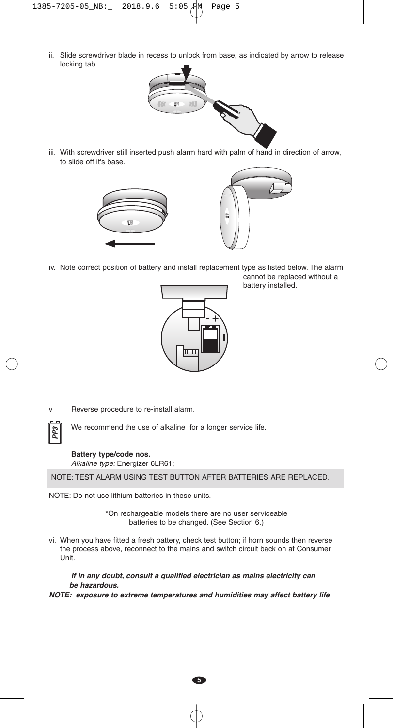ii. Slide screwdriver blade in recess to unlock from base, as indicated by arrow to release locking tab

iii. With screwdriver still inserted push alarm hard with palm of hand in direction of arrow, to slide off it's base.

iv. Note correct position of battery and install replacement type as listed below. The alarm cannot be replaced without a battery installed.

v Reverse procedure to re-install alarm.

PP3

We recommend the use of alkaline for a longer service life.

**Battery type/code nos.**
*Alkaline type:* Energizer 6LR61;

NOTE: TEST ALARM USING TEST BUTTON AFTER BATTERIES ARE REPLACED.

NOTE: Do not use lithium batteries in these units.

*On rechargeable models there are no user serviceable batteries to be changed. (See Section 6.)

vi. When you have fitted a fresh battery, check test button; if horn sounds then reverse the process above, reconnect to the mains and switch circuit back on at Consumer Unit.

***If in any doubt, consult a qualified electrician as mains electricity can be hazardous.***

***NOTE: exposure to extreme temperatures and humidities may affect battery life***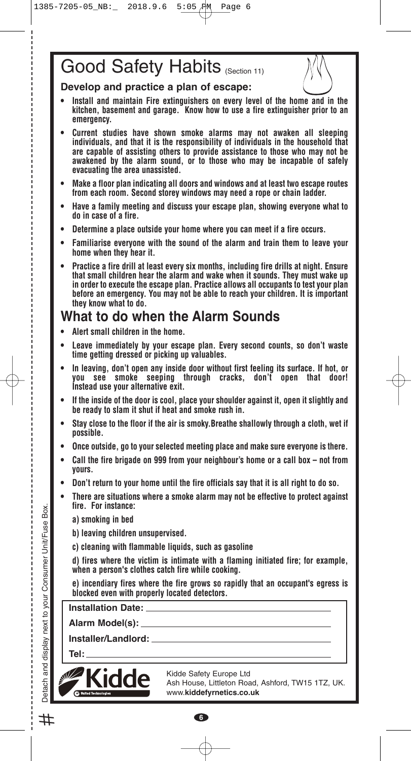# Good Safety Habits (Section 11)

**Develop and practice a plan of escape:**

- **Install and maintain Fire extinguishers on every level of the home and in the kitchen, basement and garage. Know how to use a fire extinguisher prior to an emergency.**
- **Current studies have shown smoke alarms may not awaken all sleeping individuals, and that it is the responsibility of individuals in the household that are capable of assisting others to provide assistance to those who may not be awakened by the alarm sound, or to those who may be incapable of safely evacuating the area unassisted.**
- **Make a floor plan indicating all doors and windows and at least two escape routes from each room. Second storey windows may need a rope or chain ladder.**
- **Have a family meeting and discuss your escape plan, showing everyone what to do in case of a fire.**
- **Determine a place outside your home where you can meet if a fire occurs.**
- **Familiarise everyone with the sound of the alarm and train them to leave your home when they hear it.**
- **Practice a fire drill at least every six months, including fire drills at night. Ensure that small children hear the alarm and wake when it sounds. They must wake up in order to execute the escape plan. Practice allows all occupants to test your plan before an emergency. You may not be able to reach your children. It is important they know what to do.**

## What to do when the Alarm Sounds

- **Alert small children in the home.**
- **Leave immediately by your escape plan. Every second counts, so don't waste time getting dressed or picking up valuables.**
- **In leaving, don't open any inside door without first feeling its surface. If hot, or you see smoke seeping through cracks, don't open that door! Instead use your alternative exit.**
- **If the inside of the door is cool, place your shoulder against it, open it slightly and be ready to slam it shut if heat and smoke rush in.**
- **Stay close to the floor if the air is smoky.Breathe shallowly through a cloth, wet if possible.**
- **Once outside, go to your selected meeting place and make sure everyone is there.**
- **Call the fire brigade on 999 from your neighbour's home or a call box – not from yours.**
- **Don't return to your home until the fire officials say that it is all right to do so.**
- **There are situations where a smoke alarm may not be effective to protect against fire. For instance:**

  **a) smoking in bed**

  **b) leaving children unsupervised.**

  **c) cleaning with flammable liquids, such as gasoline**

  **d) fires where the victim is intimate with a flaming initiated fire; for example, when a person's clothes catch fire while cooking.**

  **e) incendiary fires where the fire grows so rapidly that an occupant's egress is blocked even with properly located detectors.**

**Installation Date:** ____________________

**Alarm Model(s):** ____________________

**Installer/Landlord:** ____________________

**Tel:** ____________________

Kidde Safety Europe Ltd
Ash House, Littleton Road, Ashford, TW15 1TZ, UK.
www.**kiddefyrnetics.co.uk**

Detach and display next to your Consumer Unit/Fuse Box.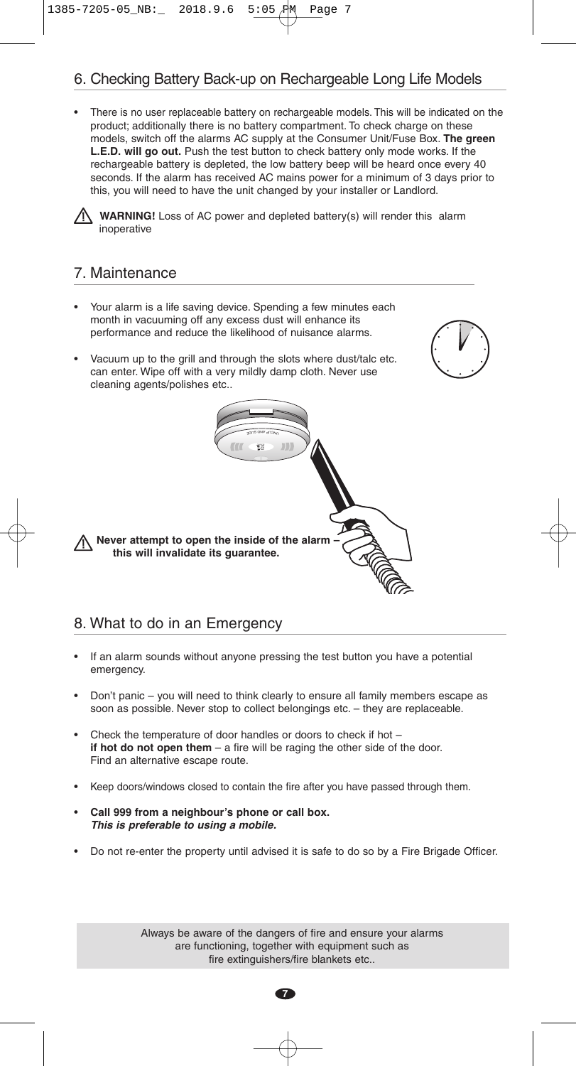## 6. Checking Battery Back-up on Rechargeable Long Life Models

- There is no user replaceable battery on rechargeable models. This will be indicated on the product; additionally there is no battery compartment. To check charge on these models, switch off the alarms AC supply at the Consumer Unit/Fuse Box. **The green L.E.D. will go out.** Push the test button to check battery only mode works. If the rechargeable battery is depleted, the low battery beep will be heard once every 40 seconds. If the alarm has received AC mains power for a minimum of 3 days prior to this, you will need to have the unit changed by your installer or Landlord.

⚠ **WARNING!** Loss of AC power and depleted battery(s) will render this alarm inoperative

## 7. Maintenance

- Your alarm is a life saving device. Spending a few minutes each month in vacuuming off any excess dust will enhance its performance and reduce the likelihood of nuisance alarms.
- Vacuum up to the grill and through the slots where dust/talc etc. can enter. Wipe off with a very mildly damp cloth. Never use cleaning agents/polishes etc..

⚠ **Never attempt to open the inside of the alarm – this will invalidate its guarantee.**

## 8. What to do in an Emergency

- If an alarm sounds without anyone pressing the test button you have a potential emergency.
- Don't panic – you will need to think clearly to ensure all family members escape as soon as possible. Never stop to collect belongings etc. – they are replaceable.
- Check the temperature of door handles or doors to check if hot – **if hot do not open them** – a fire will be raging the other side of the door. Find an alternative escape route.
- Keep doors/windows closed to contain the fire after you have passed through them.
- **Call 999 from a neighbour's phone or call box.** ***This is preferable to using a mobile.***
- Do not re-enter the property until advised it is safe to do so by a Fire Brigade Officer.

Always be aware of the dangers of fire and ensure your alarms are functioning, together with equipment such as fire extinguishers/fire blankets etc..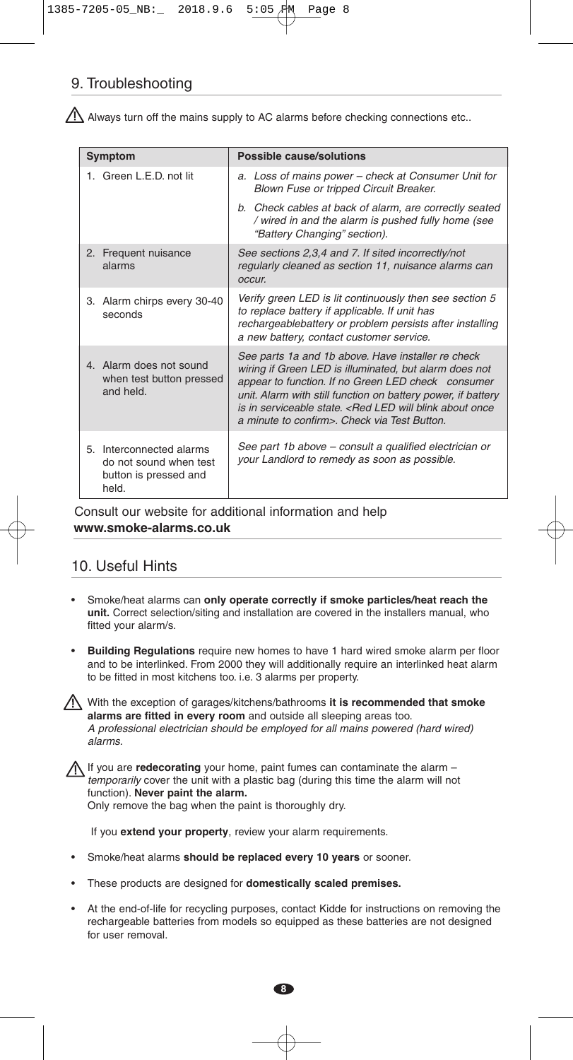## 9. Troubleshooting

⚠ Always turn off the mains supply to AC alarms before checking connections etc..

| Symptom | Possible cause/solutions |
| --- | --- |
| 1. Green L.E.D. not lit | *a. Loss of mains power – check at Consumer Unit for Blown Fuse or tripped Circuit Breaker.* |
| | *b. Check cables at back of alarm, are correctly seated / wired in and the alarm is pushed fully home (see "Battery Changing" section).* |
| 2. Frequent nuisance alarms | *See sections 2,3,4 and 7. If sited incorrectly/not regularly cleaned as section 11, nuisance alarms can occur.* |
| 3. Alarm chirps every 30-40 seconds | *Verify green LED is lit continuously then see section 5 to replace battery if applicable. If unit has rechargeablebattery or problem persists after installing a new battery, contact customer service.* |
| 4. Alarm does not sound when test button pressed and held. | *See parts 1a and 1b above. Have installer re check wiring if Green LED is illuminated, but alarm does not appear to function. If no Green LED check consumer unit. Alarm with still function on battery power, if battery is in serviceable state. <Red LED will blink about once a minute to confirm>. Check via Test Button.* |
| 5. Interconnected alarms do not sound when test button is pressed and held. | *See part 1b above – consult a qualified electrician or your Landlord to remedy as soon as possible.* |

Consult our website for additional information and help
**www.smoke-alarms.co.uk**

## 10. Useful Hints

- Smoke/heat alarms can **only operate correctly if smoke particles/heat reach the unit.** Correct selection/siting and installation are covered in the installers manual, who fitted your alarm/s.
- **Building Regulations** require new homes to have 1 hard wired smoke alarm per floor and to be interlinked. From 2000 they will additionally require an interlinked heat alarm to be fitted in most kitchens too. i.e. 3 alarms per property.

⚠ With the exception of garages/kitchens/bathrooms **it is recommended that smoke alarms are fitted in every room** and outside all sleeping areas too.
*A professional electrician should be employed for all mains powered (hard wired) alarms.*

⚠ If you are **redecorating** your home, paint fumes can contaminate the alarm – *temporarily* cover the unit with a plastic bag (during this time the alarm will not function). **Never paint the alarm.**
Only remove the bag when the paint is thoroughly dry.

If you **extend your property**, review your alarm requirements.

- Smoke/heat alarms **should be replaced every 10 years** or sooner.
- These products are designed for **domestically scaled premises.**
- At the end-of-life for recycling purposes, contact Kidde for instructions on removing the rechargeable batteries from models so equipped as these batteries are not designed for user removal.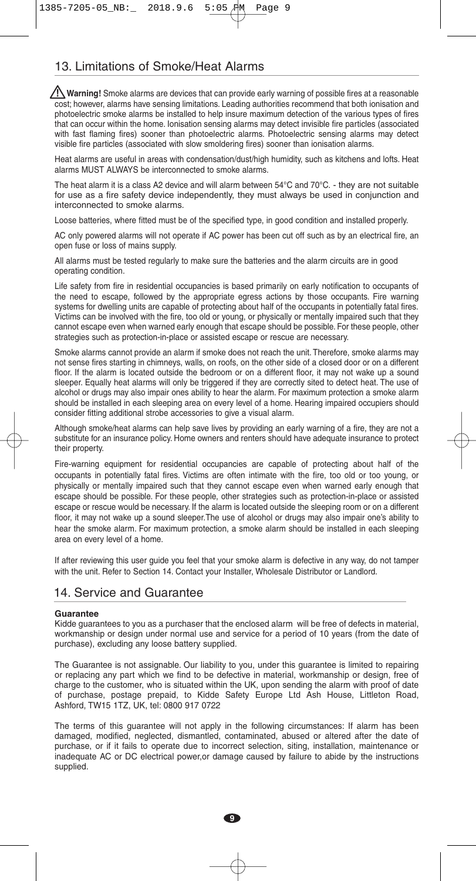## 13. Limitations of Smoke/Heat Alarms

⚠ **Warning!** Smoke alarms are devices that can provide early warning of possible fires at a reasonable cost; however, alarms have sensing limitations. Leading authorities recommend that both ionisation and photoelectric smoke alarms be installed to help insure maximum detection of the various types of fires that can occur within the home. Ionisation sensing alarms may detect invisible fire particles (associated with fast flaming fires) sooner than photoelectric alarms. Photoelectric sensing alarms may detect visible fire particles (associated with slow smoldering fires) sooner than ionisation alarms.

Heat alarms are useful in areas with condensation/dust/high humidity, such as kitchens and lofts. Heat alarms MUST ALWAYS be interconnected to smoke alarms.

The heat alarm it is a class A2 device and will alarm between 54°C and 70°C. - they are not suitable for use as a fire safety device independently, they must always be used in conjunction and interconnected to smoke alarms.

Loose batteries, where fitted must be of the specified type, in good condition and installed properly.

AC only powered alarms will not operate if AC power has been cut off such as by an electrical fire, an open fuse or loss of mains supply.

All alarms must be tested regularly to make sure the batteries and the alarm circuits are in good operating condition.

Life safety from fire in residential occupancies is based primarily on early notification to occupants of the need to escape, followed by the appropriate egress actions by those occupants. Fire warning systems for dwelling units are capable of protecting about half of the occupants in potentially fatal fires. Victims can be involved with the fire, too old or young, or physically or mentally impaired such that they cannot escape even when warned early enough that escape should be possible. For these people, other strategies such as protection-in-place or assisted escape or rescue are necessary.

Smoke alarms cannot provide an alarm if smoke does not reach the unit. Therefore, smoke alarms may not sense fires starting in chimneys, walls, on roofs, on the other side of a closed door or on a different floor. If the alarm is located outside the bedroom or on a different floor, it may not wake up a sound sleeper. Equally heat alarms will only be triggered if they are correctly sited to detect heat. The use of alcohol or drugs may also impair ones ability to hear the alarm. For maximum protection a smoke alarm should be installed in each sleeping area on every level of a home. Hearing impaired occupiers should consider fitting additional strobe accessories to give a visual alarm.

Although smoke/heat alarms can help save lives by providing an early warning of a fire, they are not a substitute for an insurance policy. Home owners and renters should have adequate insurance to protect their property.

Fire-warning equipment for residential occupancies are capable of protecting about half of the occupants in potentially fatal fires. Victims are often intimate with the fire, too old or too young, or physically or mentally impaired such that they cannot escape even when warned early enough that escape should be possible. For these people, other strategies such as protection-in-place or assisted escape or rescue would be necessary. If the alarm is located outside the sleeping room or on a different floor, it may not wake up a sound sleeper.The use of alcohol or drugs may also impair one's ability to hear the smoke alarm. For maximum protection, a smoke alarm should be installed in each sleeping area on every level of a home.

If after reviewing this user guide you feel that your smoke alarm is defective in any way, do not tamper with the unit. Refer to Section 14. Contact your Installer, Wholesale Distributor or Landlord.

## 14. Service and Guarantee

**Guarantee**

Kidde guarantees to you as a purchaser that the enclosed alarm will be free of defects in material, workmanship or design under normal use and service for a period of 10 years (from the date of purchase), excluding any loose battery supplied.

The Guarantee is not assignable. Our liability to you, under this guarantee is limited to repairing or replacing any part which we find to be defective in material, workmanship or design, free of charge to the customer, who is situated within the UK, upon sending the alarm with proof of date of purchase, postage prepaid, to Kidde Safety Europe Ltd Ash House, Littleton Road, Ashford, TW15 1TZ, UK, tel: 0800 917 0722

The terms of this guarantee will not apply in the following circumstances: If alarm has been damaged, modified, neglected, dismantled, contaminated, abused or altered after the date of purchase, or if it fails to operate due to incorrect selection, siting, installation, maintenance or inadequate AC or DC electrical power,or damage caused by failure to abide by the instructions supplied.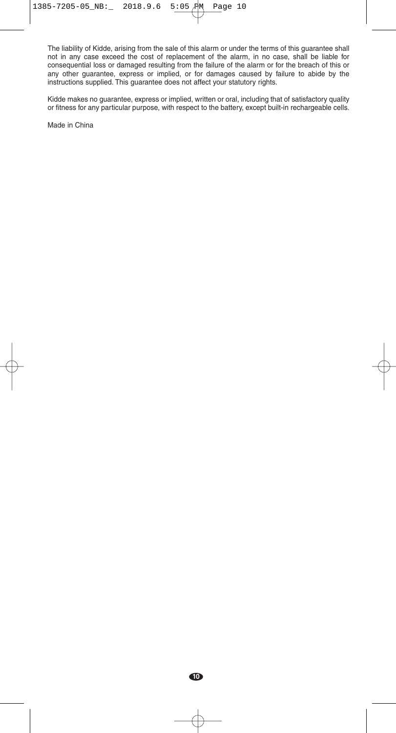The liability of Kidde, arising from the sale of this alarm or under the terms of this guarantee shall not in any case exceed the cost of replacement of the alarm, in no case, shall be liable for consequential loss or damaged resulting from the failure of the alarm or for the breach of this or any other guarantee, express or implied, or for damages caused by failure to abide by the instructions supplied. This guarantee does not affect your statutory rights.

Kidde makes no guarantee, express or implied, written or oral, including that of satisfactory quality or fitness for any particular purpose, with respect to the battery, except built-in rechargeable cells.

Made in China